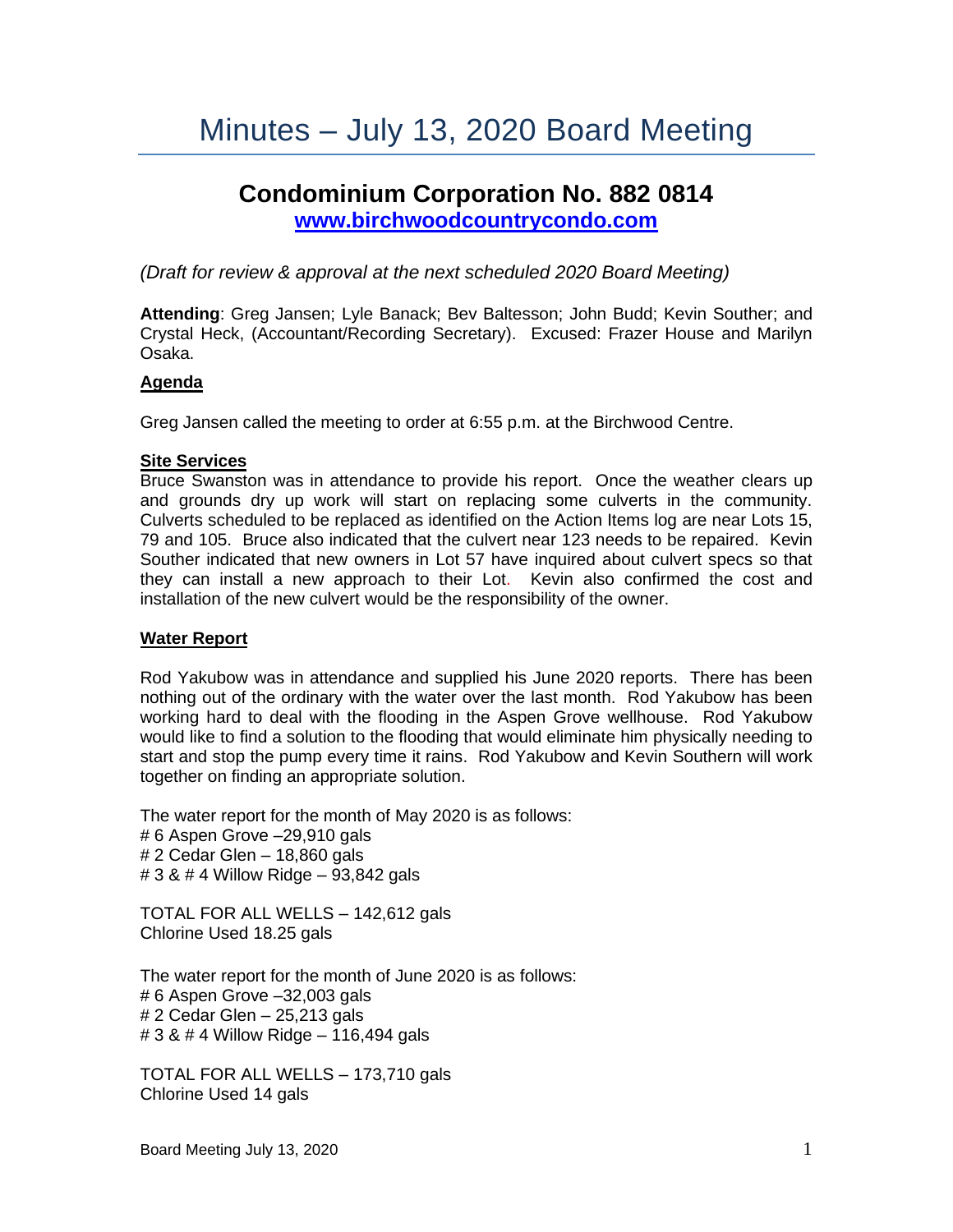# Minutes – July 13, 2020 Board Meeting

## Condominium Corporation No. 882 0814

**[www.birchwoodcountrycondo.com](http://www.birchwoodcountrycondo.com)**

*(Draft for review & approval at the next scheduled 2020 Board Meeting)*

**Attending**: Greg Jansen; Lyle Banack; Bev Baltesson; John Budd; Kevin Souther; and Crystal Heck, (Accountant/Recording Secretary). Excused: Frazer House and Marilyn Osaka.

**Agenda**

Greg Jansen called the meeting to order at 6:55 p.m. at the Birchwood Centre.

**Site Services**

Bruce Swanston was in attendance to provide his report. Once the weather clears up and grounds dry up work will start on replacing some culverts in the community. Culverts scheduled to be replaced as identified on the Action Items log are near Lots 15, 79 and 105. Bruce also indicated that the culvert near 123 needs to be repaired. Kevin Souther indicated that new owners in Lot 57 have inquired about culvert specs so that they can install a new approach to their Lot. Kevin also confirmed the cost and installation of the new culvert would be the responsibility of the owner.

**Water Report**

Rod Yakubow was in attendance and supplied his June 2020 reports. There has been nothing out of the ordinary with the water over the last month. Rod Yakubow has been working hard to deal with the flooding in the Aspen Grove wellhouse. Rod Yakubow would like to find a solution to the flooding that would eliminate him physically needing to start and stop the pump every time it rains. Rod Yakubow and Kevin Southern will work together on finding an appropriate solution.

The water report for the month of May 2020 is as follows:
# 6 Aspen Grove –29,910 gals
# 2 Cedar Glen – 18,860 gals
# 3 & # 4 Willow Ridge – 93,842 gals

TOTAL FOR ALL WELLS – 142,612 gals
Chlorine Used 18.25 gals

The water report for the month of June 2020 is as follows:
# 6 Aspen Grove –32,003 gals
# 2 Cedar Glen – 25,213 gals
# 3 & # 4 Willow Ridge – 116,494 gals

TOTAL FOR ALL WELLS – 173,710 gals
Chlorine Used 14 gals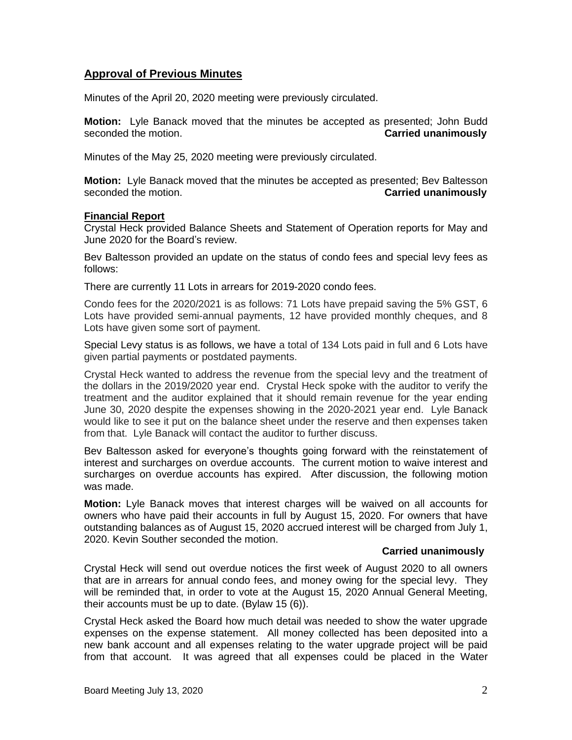## Approval of Previous Minutes

Minutes of the April 20, 2020 meeting were previously circulated.

**Motion:** Lyle Banack moved that the minutes be accepted as presented; John Budd seconded the motion. **Carried unanimously**

Minutes of the May 25, 2020 meeting were previously circulated.

**Motion:** Lyle Banack moved that the minutes be accepted as presented; Bev Baltesson seconded the motion. **Carried unanimously**

### Financial Report

Crystal Heck provided Balance Sheets and Statement of Operation reports for May and June 2020 for the Board's review.

Bev Baltesson provided an update on the status of condo fees and special levy fees as follows:

There are currently 11 Lots in arrears for 2019-2020 condo fees.

Condo fees for the 2020/2021 is as follows: 71 Lots have prepaid saving the 5% GST, 6 Lots have provided semi-annual payments, 12 have provided monthly cheques, and 8 Lots have given some sort of payment.

Special Levy status is as follows, we have a total of 134 Lots paid in full and 6 Lots have given partial payments or postdated payments.

Crystal Heck wanted to address the revenue from the special levy and the treatment of the dollars in the 2019/2020 year end. Crystal Heck spoke with the auditor to verify the treatment and the auditor explained that it should remain revenue for the year ending June 30, 2020 despite the expenses showing in the 2020-2021 year end. Lyle Banack would like to see it put on the balance sheet under the reserve and then expenses taken from that. Lyle Banack will contact the auditor to further discuss.

Bev Baltesson asked for everyone's thoughts going forward with the reinstatement of interest and surcharges on overdue accounts. The current motion to waive interest and surcharges on overdue accounts has expired. After discussion, the following motion was made.

**Motion:** Lyle Banack moves that interest charges will be waived on all accounts for owners who have paid their accounts in full by August 15, 2020. For owners that have outstanding balances as of August 15, 2020 accrued interest will be charged from July 1, 2020. Kevin Souther seconded the motion.

**Carried unanimously**

Crystal Heck will send out overdue notices the first week of August 2020 to all owners that are in arrears for annual condo fees, and money owing for the special levy. They will be reminded that, in order to vote at the August 15, 2020 Annual General Meeting, their accounts must be up to date. (Bylaw 15 (6)).

Crystal Heck asked the Board how much detail was needed to show the water upgrade expenses on the expense statement. All money collected has been deposited into a new bank account and all expenses relating to the water upgrade project will be paid from that account. It was agreed that all expenses could be placed in the Water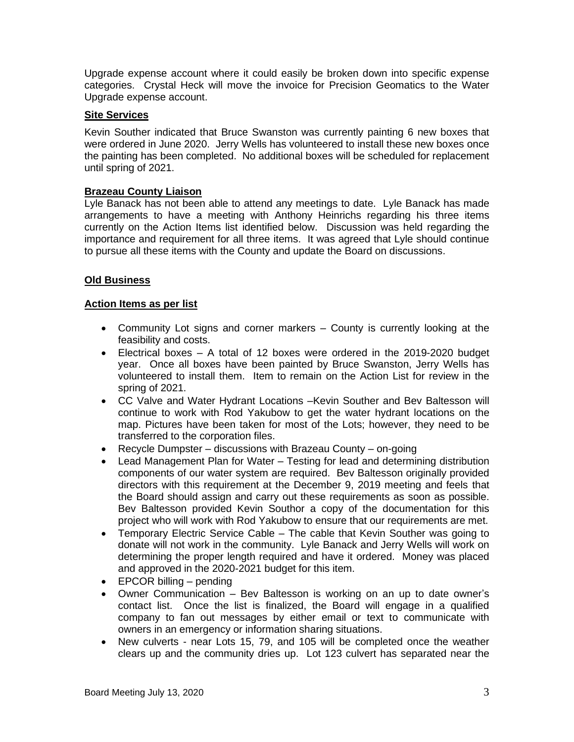Upgrade expense account where it could easily be broken down into specific expense categories. Crystal Heck will move the invoice for Precision Geomatics to the Water Upgrade expense account.

**Site Services**

Kevin Souther indicated that Bruce Swanston was currently painting 6 new boxes that were ordered in June 2020. Jerry Wells has volunteered to install these new boxes once the painting has been completed. No additional boxes will be scheduled for replacement until spring of 2021.

**Brazeau County Liaison**

Lyle Banack has not been able to attend any meetings to date. Lyle Banack has made arrangements to have a meeting with Anthony Heinrichs regarding his three items currently on the Action Items list identified below. Discussion was held regarding the importance and requirement for all three items. It was agreed that Lyle should continue to pursue all these items with the County and update the Board on discussions.

**Old Business**

**Action Items as per list**

- Community Lot signs and corner markers – County is currently looking at the feasibility and costs.
- Electrical boxes – A total of 12 boxes were ordered in the 2019-2020 budget year. Once all boxes have been painted by Bruce Swanston, Jerry Wells has volunteered to install them. Item to remain on the Action List for review in the spring of 2021.
- CC Valve and Water Hydrant Locations –Kevin Souther and Bev Baltesson will continue to work with Rod Yakubow to get the water hydrant locations on the map. Pictures have been taken for most of the Lots; however, they need to be transferred to the corporation files.
- Recycle Dumpster – discussions with Brazeau County – on-going
- Lead Management Plan for Water – Testing for lead and determining distribution components of our water system are required. Bev Baltesson originally provided directors with this requirement at the December 9, 2019 meeting and feels that the Board should assign and carry out these requirements as soon as possible. Bev Baltesson provided Kevin Southor a copy of the documentation for this project who will work with Rod Yakubow to ensure that our requirements are met.
- Temporary Electric Service Cable – The cable that Kevin Souther was going to donate will not work in the community. Lyle Banack and Jerry Wells will work on determining the proper length required and have it ordered. Money was placed and approved in the 2020-2021 budget for this item.
- EPCOR billing – pending
- Owner Communication – Bev Baltesson is working on an up to date owner's contact list. Once the list is finalized, the Board will engage in a qualified company to fan out messages by either email or text to communicate with owners in an emergency or information sharing situations.
- New culverts - near Lots 15, 79, and 105 will be completed once the weather clears up and the community dries up. Lot 123 culvert has separated near the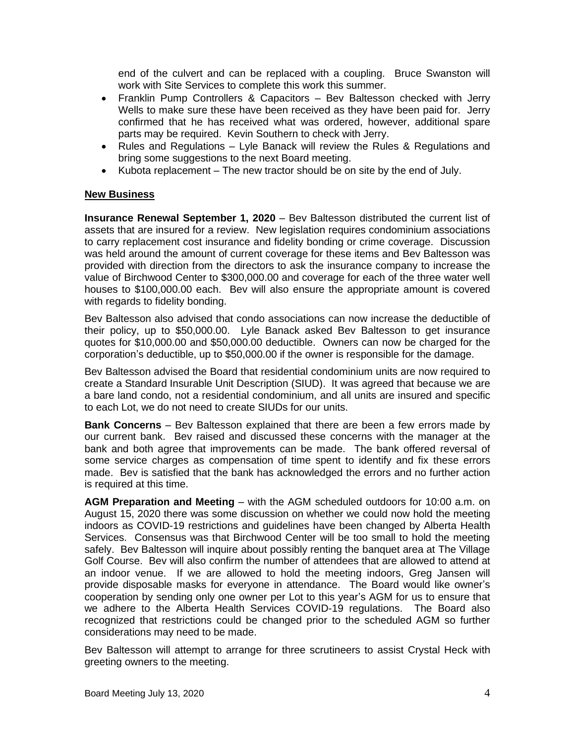end of the culvert and can be replaced with a coupling. Bruce Swanston will work with Site Services to complete this work this summer.

- Franklin Pump Controllers & Capacitors – Bev Baltesson checked with Jerry Wells to make sure these have been received as they have been paid for. Jerry confirmed that he has received what was ordered, however, additional spare parts may be required. Kevin Southern to check with Jerry.
- Rules and Regulations – Lyle Banack will review the Rules & Regulations and bring some suggestions to the next Board meeting.
- Kubota replacement – The new tractor should be on site by the end of July.

## New Business

**Insurance Renewal September 1, 2020** – Bev Baltesson distributed the current list of assets that are insured for a review. New legislation requires condominium associations to carry replacement cost insurance and fidelity bonding or crime coverage. Discussion was held around the amount of current coverage for these items and Bev Baltesson was provided with direction from the directors to ask the insurance company to increase the value of Birchwood Center to $300,000.00 and coverage for each of the three water well houses to $100,000.00 each. Bev will also ensure the appropriate amount is covered with regards to fidelity bonding.

Bev Baltesson also advised that condo associations can now increase the deductible of their policy, up to $50,000.00. Lyle Banack asked Bev Baltesson to get insurance quotes for $10,000.00 and $50,000.00 deductible. Owners can now be charged for the corporation's deductible, up to $50,000.00 if the owner is responsible for the damage.

Bev Baltesson advised the Board that residential condominium units are now required to create a Standard Insurable Unit Description (SIUD). It was agreed that because we are a bare land condo, not a residential condominium, and all units are insured and specific to each Lot, we do not need to create SIUDs for our units.

**Bank Concerns** – Bev Baltesson explained that there are been a few errors made by our current bank. Bev raised and discussed these concerns with the manager at the bank and both agree that improvements can be made. The bank offered reversal of some service charges as compensation of time spent to identify and fix these errors made. Bev is satisfied that the bank has acknowledged the errors and no further action is required at this time.

**AGM Preparation and Meeting** – with the AGM scheduled outdoors for 10:00 a.m. on August 15, 2020 there was some discussion on whether we could now hold the meeting indoors as COVID-19 restrictions and guidelines have been changed by Alberta Health Services. Consensus was that Birchwood Center will be too small to hold the meeting safely. Bev Baltesson will inquire about possibly renting the banquet area at The Village Golf Course. Bev will also confirm the number of attendees that are allowed to attend at an indoor venue. If we are allowed to hold the meeting indoors, Greg Jansen will provide disposable masks for everyone in attendance. The Board would like owner's cooperation by sending only one owner per Lot to this year's AGM for us to ensure that we adhere to the Alberta Health Services COVID-19 regulations. The Board also recognized that restrictions could be changed prior to the scheduled AGM so further considerations may need to be made.

Bev Baltesson will attempt to arrange for three scrutineers to assist Crystal Heck with greeting owners to the meeting.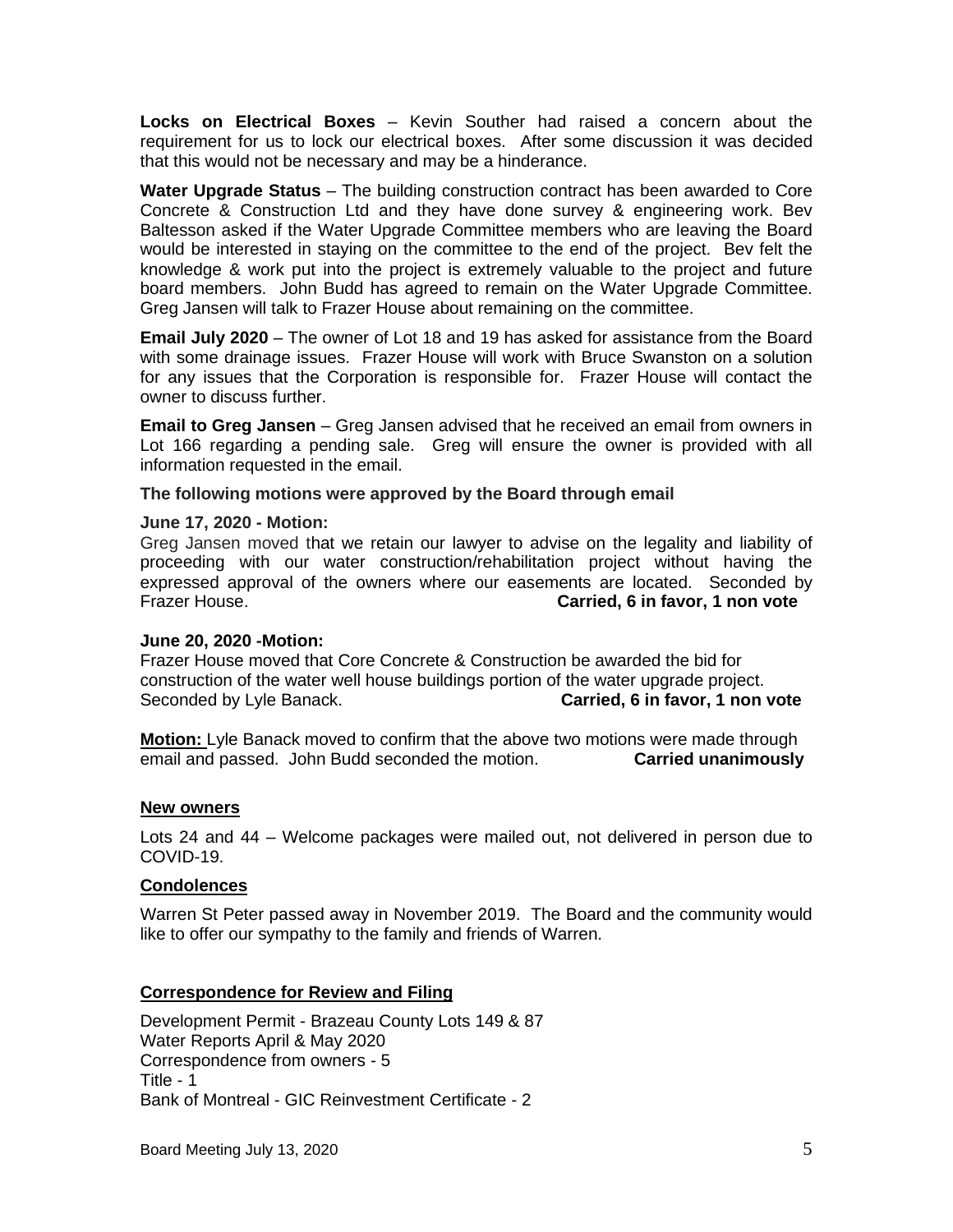**Locks on Electrical Boxes** – Kevin Souther had raised a concern about the requirement for us to lock our electrical boxes. After some discussion it was decided that this would not be necessary and may be a hinderance.

**Water Upgrade Status** – The building construction contract has been awarded to Core Concrete & Construction Ltd and they have done survey & engineering work. Bev Baltesson asked if the Water Upgrade Committee members who are leaving the Board would be interested in staying on the committee to the end of the project. Bev felt the knowledge & work put into the project is extremely valuable to the project and future board members. John Budd has agreed to remain on the Water Upgrade Committee. Greg Jansen will talk to Frazer House about remaining on the committee.

**Email July 2020** – The owner of Lot 18 and 19 has asked for assistance from the Board with some drainage issues. Frazer House will work with Bruce Swanston on a solution for any issues that the Corporation is responsible for. Frazer House will contact the owner to discuss further.

**Email to Greg Jansen** – Greg Jansen advised that he received an email from owners in Lot 166 regarding a pending sale. Greg will ensure the owner is provided with all information requested in the email.

**The following motions were approved by the Board through email**

**June 17, 2020 - Motion:**
Greg Jansen moved that we retain our lawyer to advise on the legality and liability of proceeding with our water construction/rehabilitation project without having the expressed approval of the owners where our easements are located. Seconded by Frazer House. **Carried, 6 in favor, 1 non vote**

**June 20, 2020 -Motion:**
Frazer House moved that Core Concrete & Construction be awarded the bid for construction of the water well house buildings portion of the water upgrade project. Seconded by Lyle Banack. **Carried, 6 in favor, 1 non vote**

**Motion:** Lyle Banack moved to confirm that the above two motions were made through email and passed. John Budd seconded the motion. **Carried unanimously**

**New owners**

Lots 24 and 44 – Welcome packages were mailed out, not delivered in person due to COVID-19.

**Condolences**

Warren St Peter passed away in November 2019. The Board and the community would like to offer our sympathy to the family and friends of Warren.

**Correspondence for Review and Filing**

Development Permit - Brazeau County Lots 149 & 87
Water Reports April & May 2020
Correspondence from owners - 5
Title - 1
Bank of Montreal - GIC Reinvestment Certificate - 2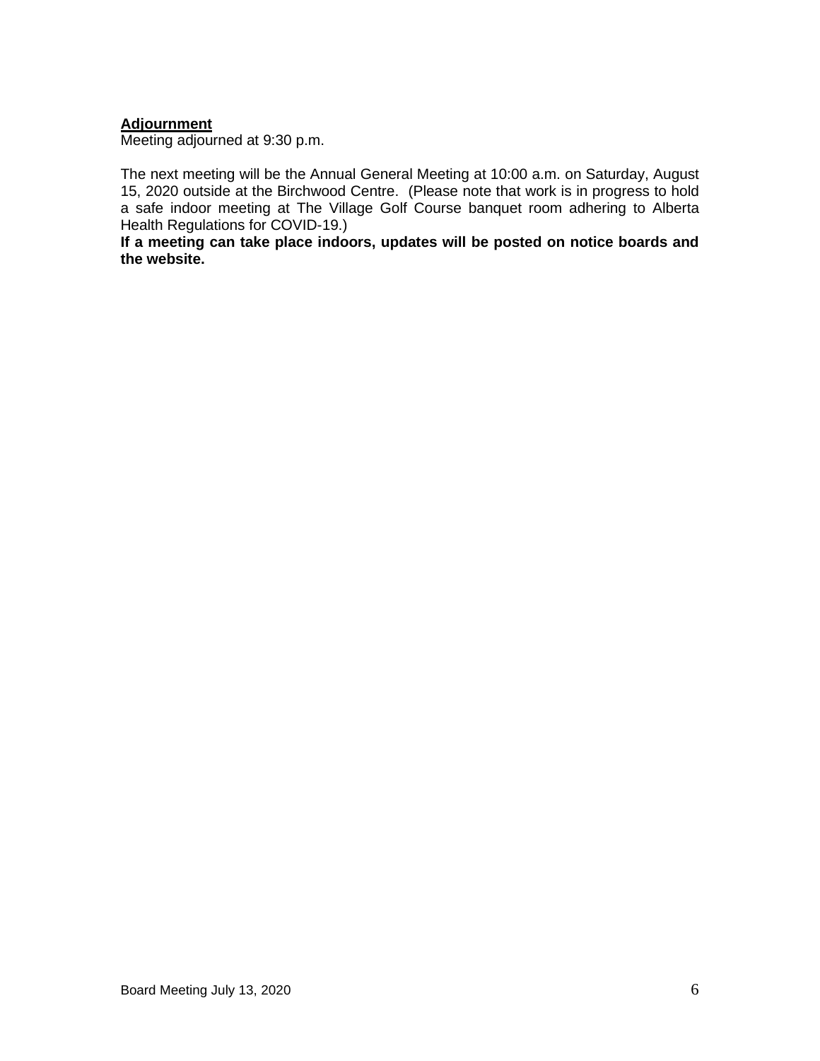**Adjournment**
Meeting adjourned at 9:30 p.m.

The next meeting will be the Annual General Meeting at 10:00 a.m. on Saturday, August 15, 2020 outside at the Birchwood Centre. (Please note that work is in progress to hold a safe indoor meeting at The Village Golf Course banquet room adhering to Alberta Health Regulations for COVID-19.)

**If a meeting can take place indoors, updates will be posted on notice boards and the website.**